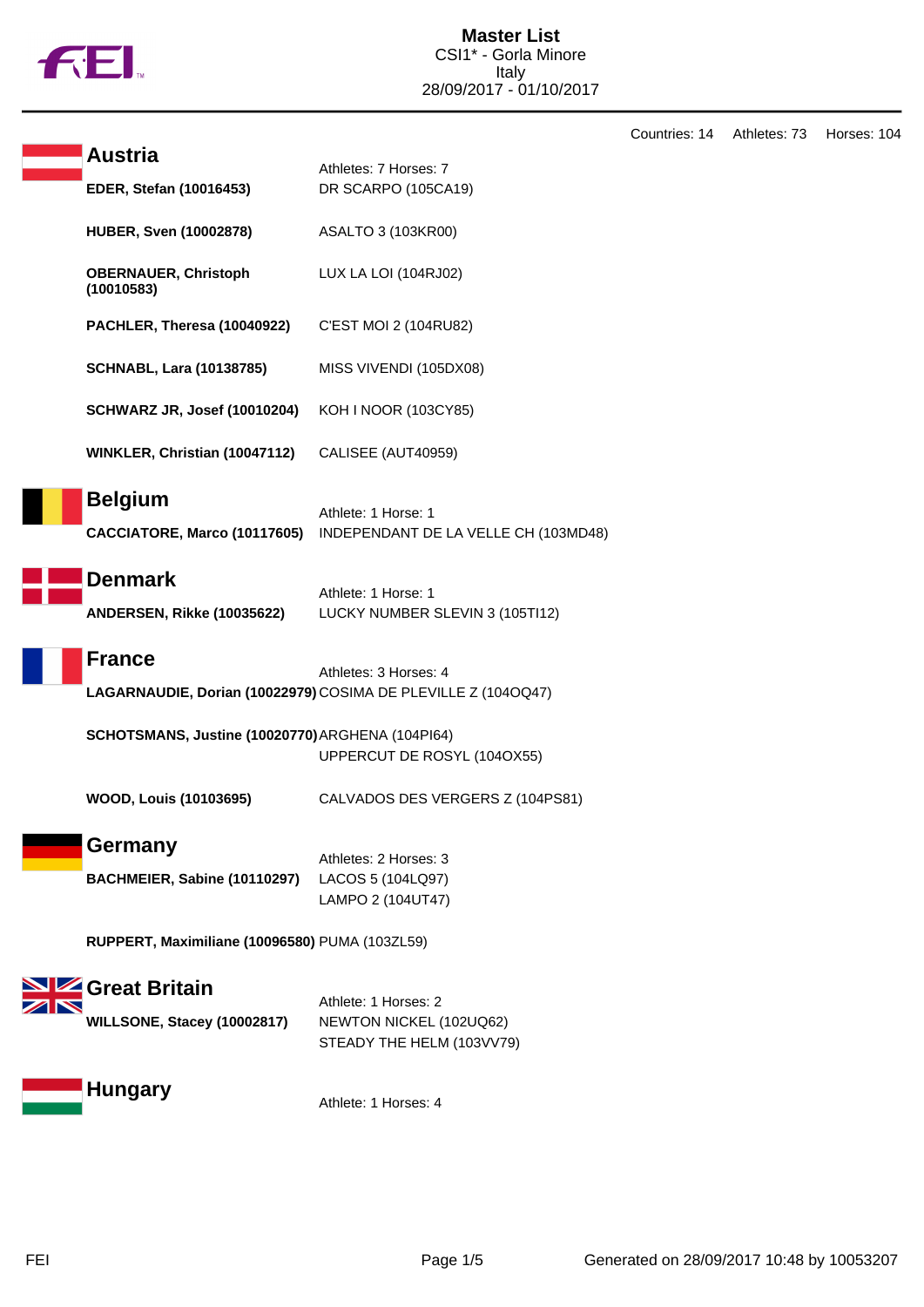# Master List

CSI1* - Gorla Minore
Italy
28/09/2017 - 01/10/2017

Countries: 14 Athletes: 73 Horses: 104

## Austria

Athletes: 7 Horses: 7

| Athlete | Horse |
|---|---|
| **EDER, Stefan (10016453)** | DR SCARPO (105CA19) |
| **HUBER, Sven (10002878)** | ASALTO 3 (103KR00) |
| **OBERNAUER, Christoph (10010583)** | LUX LA LOI (104RJ02) |
| **PACHLER, Theresa (10040922)** | C'EST MOI 2 (104RU82) |
| **SCHNABL, Lara (10138785)** | MISS VIVENDI (105DX08) |
| **SCHWARZ JR, Josef (10010204)** | KOH I NOOR (103CY85) |
| **WINKLER, Christian (10047112)** | CALISEE (AUT40959) |

## Belgium

Athlete: 1 Horse: 1

| Athlete | Horse |
|---|---|
| **CACCIATORE, Marco (10117605)** | INDEPENDANT DE LA VELLE CH (103MD48) |

## Denmark

Athlete: 1 Horse: 1

| Athlete | Horse |
|---|---|
| **ANDERSEN, Rikke (10035622)** | LUCKY NUMBER SLEVIN 3 (105TI12) |

## France

Athletes: 3 Horses: 4

| Athlete | Horse |
|---|---|
| **LAGARNAUDIE, Dorian (10022979)** | COSIMA DE PLEVILLE Z (104OQ47) |
| **SCHOTSMANS, Justine (10020770)** | ARGHENA (104PI64)<br>UPPERCUT DE ROSYL (104OX55) |
| **WOOD, Louis (10103695)** | CALVADOS DES VERGERS Z (104PS81) |

## Germany

Athletes: 2 Horses: 3

| Athlete | Horse |
|---|---|
| **BACHMEIER, Sabine (10110297)** | LACOS 5 (104LQ97)<br>LAMPO 2 (104UT47) |
| **RUPPERT, Maximiliane (10096580)** | PUMA (103ZL59) |

## Great Britain

Athlete: 1 Horses: 2

| Athlete | Horse |
|---|---|
| **WILLSONE, Stacey (10002817)** | NEWTON NICKEL (102UQ62)<br>STEADY THE HELM (103VV79) |

## Hungary

Athlete: 1 Horses: 4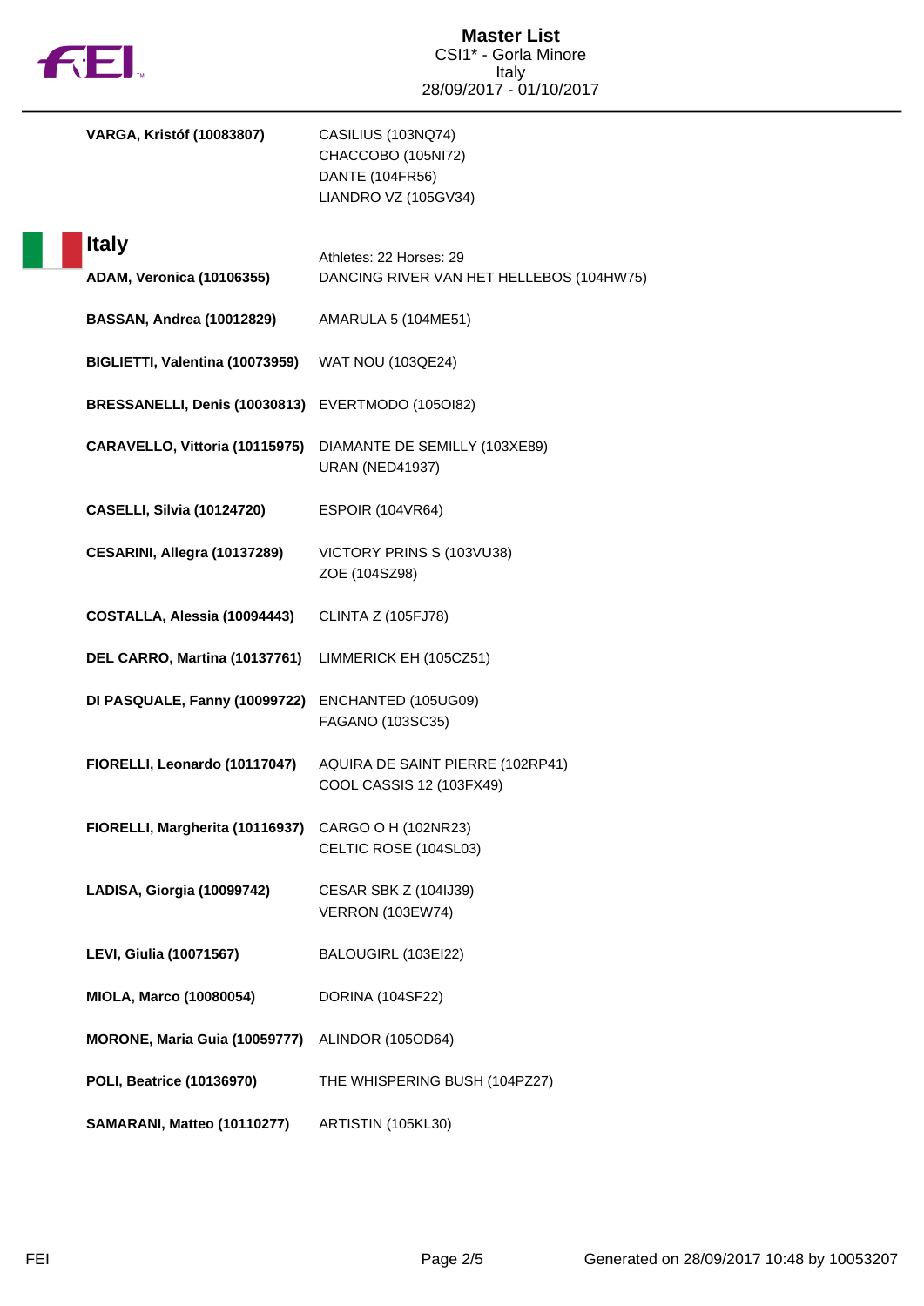| | |
|---|---|
| **VARGA, Kristóf (10083807)** | CASILIUS (103NQ74)<br>CHACCOBO (105NI72)<br>DANTE (104FR56)<br>LIANDRO VZ (105GV34) |

## Italy

Athletes: 22 Horses: 29

| | |
|---|---|
| **ADAM, Veronica (10106355)** | DANCING RIVER VAN HET HELLEBOS (104HW75) |
| **BASSAN, Andrea (10012829)** | AMARULA 5 (104ME51) |
| **BIGLIETTI, Valentina (10073959)** | WAT NOU (103QE24) |
| **BRESSANELLI, Denis (10030813)** | EVERTMODO (105OI82) |
| **CARAVELLO, Vittoria (10115975)** | DIAMANTE DE SEMILLY (103XE89)<br>URAN (NED41937) |
| **CASELLI, Silvia (10124720)** | ESPOIR (104VR64) |
| **CESARINI, Allegra (10137289)** | VICTORY PRINS S (103VU38)<br>ZOE (104SZ98) |
| **COSTALLA, Alessia (10094443)** | CLINTA Z (105FJ78) |
| **DEL CARRO, Martina (10137761)** | LIMMERICK EH (105CZ51) |
| **DI PASQUALE, Fanny (10099722)** | ENCHANTED (105UG09)<br>FAGANO (103SC35) |
| **FIORELLI, Leonardo (10117047)** | AQUIRA DE SAINT PIERRE (102RP41)<br>COOL CASSIS 12 (103FX49) |
| **FIORELLI, Margherita (10116937)** | CARGO O H (102NR23)<br>CELTIC ROSE (104SL03) |
| **LADISA, Giorgia (10099742)** | CESAR SBK Z (104IJ39)<br>VERRON (103EW74) |
| **LEVI, Giulia (10071567)** | BALOUGIRL (103EI22) |
| **MIOLA, Marco (10080054)** | DORINA (104SF22) |
| **MORONE, Maria Guia (10059777)** | ALINDOR (105OD64) |
| **POLI, Beatrice (10136970)** | THE WHISPERING BUSH (104PZ27) |
| **SAMARANI, Matteo (10110277)** | ARTISTIN (105KL30) |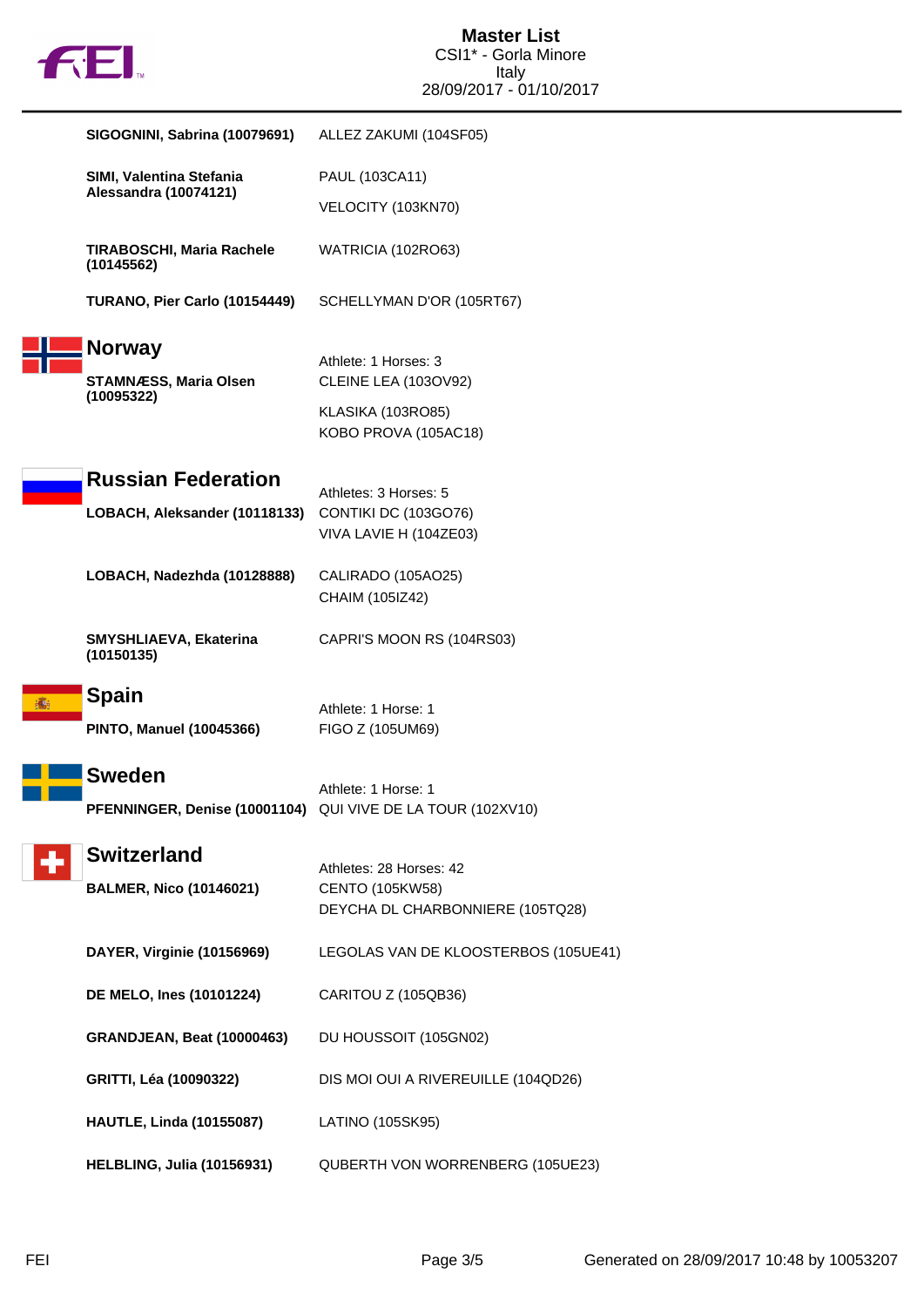| Athlete | Horses |
|---|---|
| **SIGOGNINI, Sabrina (10079691)** | ALLEZ ZAKUMI (104SF05) |
| **SIMI, Valentina Stefania Alessandra (10074121)** | PAUL (103CA11) |
| | VELOCITY (103KN70) |
| **TIRABOSCHI, Maria Rachele (10145562)** | WATRICIA (102RO63) |
| **TURANO, Pier Carlo (10154449)** | SCHELLYMAN D'OR (105RT67) |

## Norway

Athlete: 1 Horses: 3

| Athlete | Horses |
|---|---|
| **STAMNÆSS, Maria Olsen (10095322)** | CLEINE LEA (103OV92) |
| | KLASIKA (103RO85) |
| | KOBO PROVA (105AC18) |

## Russian Federation

Athletes: 3 Horses: 5

| Athlete | Horses |
|---|---|
| **LOBACH, Aleksander (10118133)** | CONTIKI DC (103GO76) |
| | VIVA LAVIE H (104ZE03) |
| **LOBACH, Nadezhda (10128888)** | CALIRADO (105AO25) |
| | CHAIM (105IZ42) |
| **SMYSHLIAEVA, Ekaterina (10150135)** | CAPRI'S MOON RS (104RS03) |

## Spain

Athlete: 1 Horse: 1

| Athlete | Horses |
|---|---|
| **PINTO, Manuel (10045366)** | FIGO Z (105UM69) |

## Sweden

Athlete: 1 Horse: 1

| Athlete | Horses |
|---|---|
| **PFENNINGER, Denise (10001104)** | QUI VIVE DE LA TOUR (102XV10) |

## Switzerland

Athletes: 28 Horses: 42

| Athlete | Horses |
|---|---|
| **BALMER, Nico (10146021)** | CENTO (105KW58) |
| | DEYCHA DL CHARBONNIERE (105TQ28) |
| **DAYER, Virginie (10156969)** | LEGOLAS VAN DE KLOOSTERBOS (105UE41) |
| **DE MELO, Ines (10101224)** | CARITOU Z (105QB36) |
| **GRANDJEAN, Beat (10000463)** | DU HOUSSOIT (105GN02) |
| **GRITTI, Léa (10090322)** | DIS MOI OUI A RIVEREUILLE (104QD26) |
| **HAUTLE, Linda (10155087)** | LATINO (105SK95) |
| **HELBLING, Julia (10156931)** | QUBERTH VON WORRENBERG (105UE23) |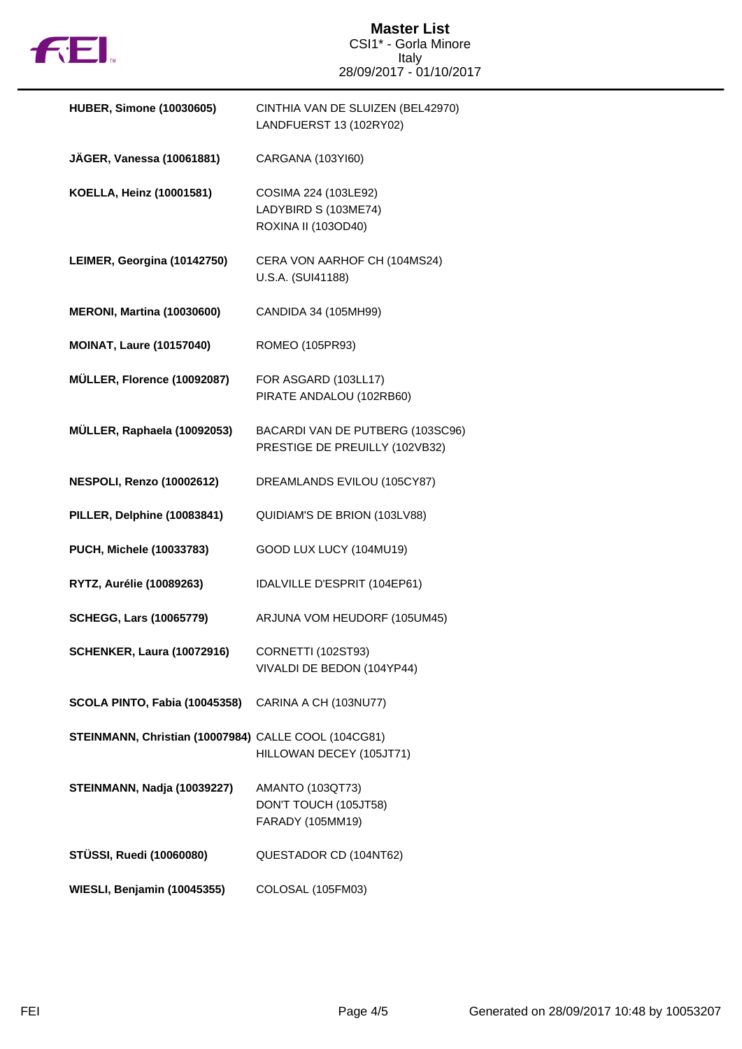# Master List

CSI1* - Gorla Minore
Italy
28/09/2017 - 01/10/2017

| Rider | Horses |
|---|---|
| **HUBER, Simone (10030605)** | CINTHIA VAN DE SLUIZEN (BEL42970)<br>LANDFUERST 13 (102RY02) |
| **JÄGER, Vanessa (10061881)** | CARGANA (103YI60) |
| **KOELLA, Heinz (10001581)** | COSIMA 224 (103LE92)<br>LADYBIRD S (103ME74)<br>ROXINA II (103OD40) |
| **LEIMER, Georgina (10142750)** | CERA VON AARHOF CH (104MS24)<br>U.S.A. (SUI41188) |
| **MERONI, Martina (10030600)** | CANDIDA 34 (105MH99) |
| **MOINAT, Laure (10157040)** | ROMEO (105PR93) |
| **MÜLLER, Florence (10092087)** | FOR ASGARD (103LL17)<br>PIRATE ANDALOU (102RB60) |
| **MÜLLER, Raphaela (10092053)** | BACARDI VAN DE PUTBERG (103SC96)<br>PRESTIGE DE PREUILLY (102VB32) |
| **NESPOLI, Renzo (10002612)** | DREAMLANDS EVILOU (105CY87) |
| **PILLER, Delphine (10083841)** | QUIDIAM'S DE BRION (103LV88) |
| **PUCH, Michele (10033783)** | GOOD LUX LUCY (104MU19) |
| **RYTZ, Aurélie (10089263)** | IDALVILLE D'ESPRIT (104EP61) |
| **SCHEGG, Lars (10065779)** | ARJUNA VOM HEUDORF (105UM45) |
| **SCHENKER, Laura (10072916)** | CORNETTI (102ST93)<br>VIVALDI DE BEDON (104YP44) |
| **SCOLA PINTO, Fabia (10045358)** | CARINA A CH (103NU77) |
| **STEINMANN, Christian (10007984)** | CALLE COOL (104CG81)<br>HILLOWAN DECEY (105JT71) |
| **STEINMANN, Nadja (10039227)** | AMANTO (103QT73)<br>DON'T TOUCH (105JT58)<br>FARADY (105MM19) |
| **STÜSSI, Ruedi (10060080)** | QUESTADOR CD (104NT62) |
| **WIESLI, Benjamin (10045355)** | COLOSAL (105FM03) |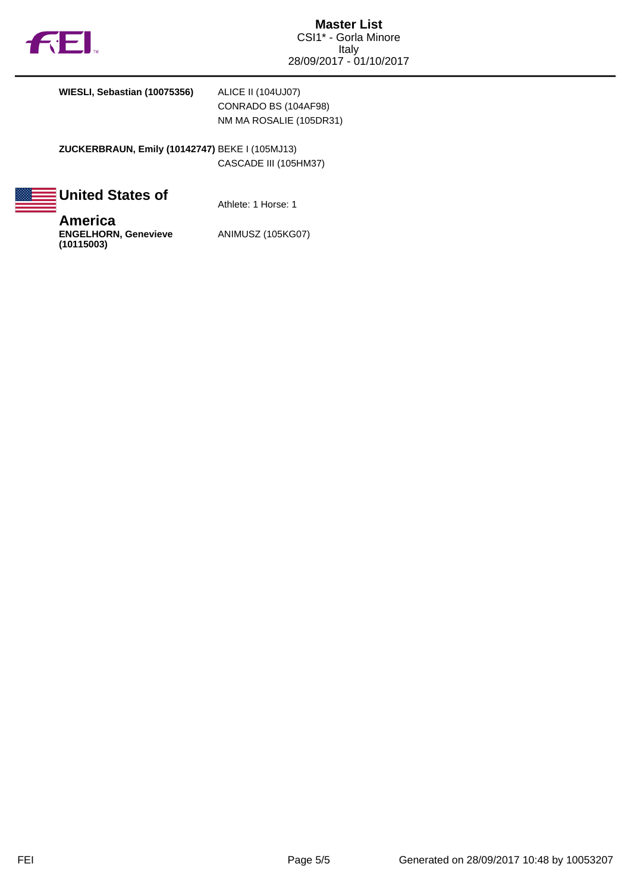**WIESLI, Sebastian (10075356)** ALICE II (104UJ07)
CONRADO BS (104AF98)
NM MA ROSALIE (105DR31)

**ZUCKERBRAUN, Emily (10142747)** BEKE I (105MJ13)
CASCADE III (105HM37)

## United States of America

Athlete: 1 Horse: 1

**ENGELHORN, Genevieve (10115003)** ANIMUSZ (105KG07)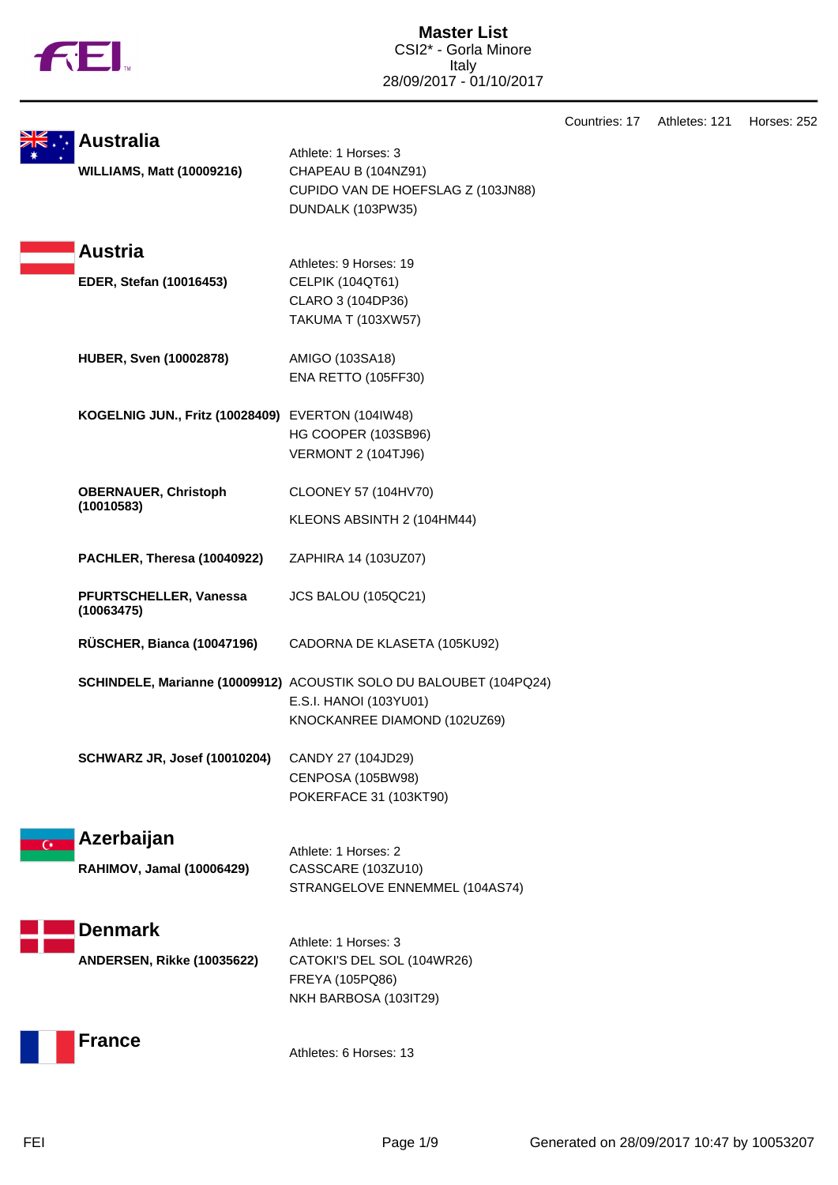# Master List

CSI2* - Gorla Minore
Italy
28/09/2017 - 01/10/2017

Countries: 17 Athletes: 121 Horses: 252

## Australia

Athlete: 1 Horses: 3

**WILLIAMS, Matt (10009216)**
- CHAPEAU B (104NZ91)
- CUPIDO VAN DE HOEFSLAG Z (103JN88)
- DUNDALK (103PW35)

## Austria

Athletes: 9 Horses: 19

**EDER, Stefan (10016453)**
- CELPIK (104QT61)
- CLARO 3 (104DP36)
- TAKUMA T (103XW57)

**HUBER, Sven (10002878)**
- AMIGO (103SA18)
- ENA RETTO (105FF30)

**KOGELNIG JUN., Fritz (10028409)**
- EVERTON (104IW48)
- HG COOPER (103SB96)
- VERMONT 2 (104TJ96)

**OBERNAUER, Christoph (10010583)**
- CLOONEY 57 (104HV70)
- KLEONS ABSINTH 2 (104HM44)

**PACHLER, Theresa (10040922)**
- ZAPHIRA 14 (103UZ07)

**PFURTSCHELLER, Vanessa (10063475)**
- JCS BALOU (105QC21)

**RÜSCHER, Bianca (10047196)**
- CADORNA DE KLASETA (105KU92)

**SCHINDELE, Marianne (10009912)**
- ACOUSTIK SOLO DU BALOUBET (104PQ24)
- E.S.I. HANOI (103YU01)
- KNOCKANREE DIAMOND (102UZ69)

**SCHWARZ JR, Josef (10010204)**
- CANDY 27 (104JD29)
- CENPOSA (105BW98)
- POKERFACE 31 (103KT90)

## Azerbaijan

Athlete: 1 Horses: 2

**RAHIMOV, Jamal (10006429)**
- CASSCARE (103ZU10)
- STRANGELOVE ENNEMMEL (104AS74)

## Denmark

Athlete: 1 Horses: 3

**ANDERSEN, Rikke (10035622)**
- CATOKI'S DEL SOL (104WR26)
- FREYA (105PQ86)
- NKH BARBOSA (103IT29)

## France

Athletes: 6 Horses: 13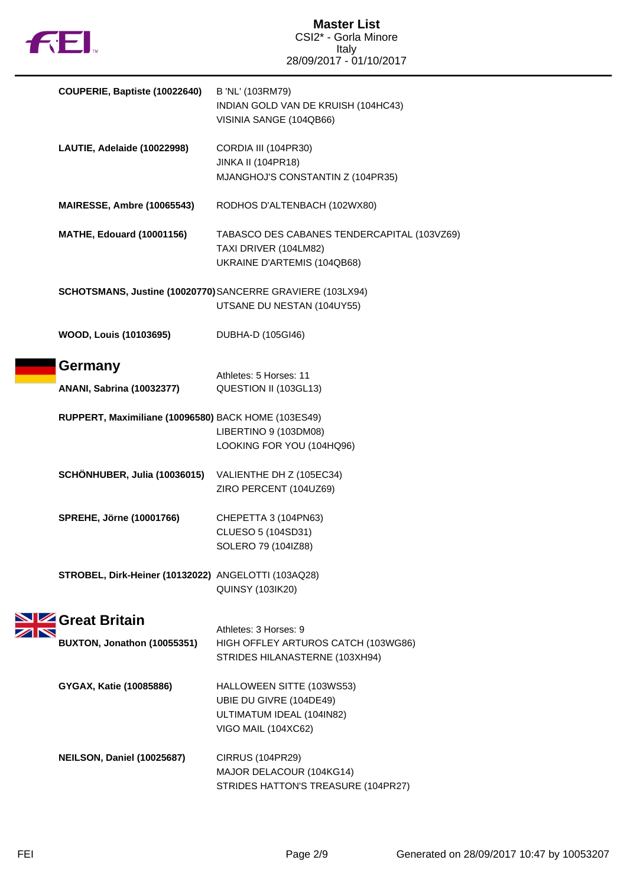**COUPERIE, Baptiste (10022640)**
B 'NL' (103RM79)
INDIAN GOLD VAN DE KRUISH (104HC43)
VISINIA SANGE (104QB66)

**LAUTIE, Adelaide (10022998)**
CORDIA III (104PR30)
JINKA II (104PR18)
MJANGHOJ'S CONSTANTIN Z (104PR35)

**MAIRESSE, Ambre (10065543)**
RODHOS D'ALTENBACH (102WX80)

**MATHE, Edouard (10001156)**
TABASCO DES CABANES TENDERCAPITAL (103VZ69)
TAXI DRIVER (104LM82)
UKRAINE D'ARTEMIS (104QB68)

**SCHOTSMANS, Justine (10020770)**
SANCERRE GRAVIERE (103LX94)
UTSANE DU NESTAN (104UY55)

**WOOD, Louis (10103695)**
DUBHA-D (105GI46)

## Germany

Athletes: 5 Horses: 11

**ANANI, Sabrina (10032377)**
QUESTION II (103GL13)

**RUPPERT, Maximiliane (10096580)**
BACK HOME (103ES49)
LIBERTINO 9 (103DM08)
LOOKING FOR YOU (104HQ96)

**SCHÖNHUBER, Julia (10036015)**
VALIENTHE DH Z (105EC34)
ZIRO PERCENT (104UZ69)

**SPREHE, Jörne (10001766)**
CHEPETTA 3 (104PN63)
CLUESO 5 (104SD31)
SOLERO 79 (104IZ88)

**STROBEL, Dirk-Heiner (10132022)**
ANGELOTTI (103AQ28)
QUINSY (103IK20)

## Great Britain

Athletes: 3 Horses: 9

**BUXTON, Jonathon (10055351)**
HIGH OFFLEY ARTUROS CATCH (103WG86)
STRIDES HILANASTERNE (103XH94)

**GYGAX, Katie (10085886)**
HALLOWEEN SITTE (103WS53)
UBIE DU GIVRE (104DE49)
ULTIMATUM IDEAL (104IN82)
VIGO MAIL (104XC62)

**NEILSON, Daniel (10025687)**
CIRRUS (104PR29)
MAJOR DELACOUR (104KG14)
STRIDES HATTON'S TREASURE (104PR27)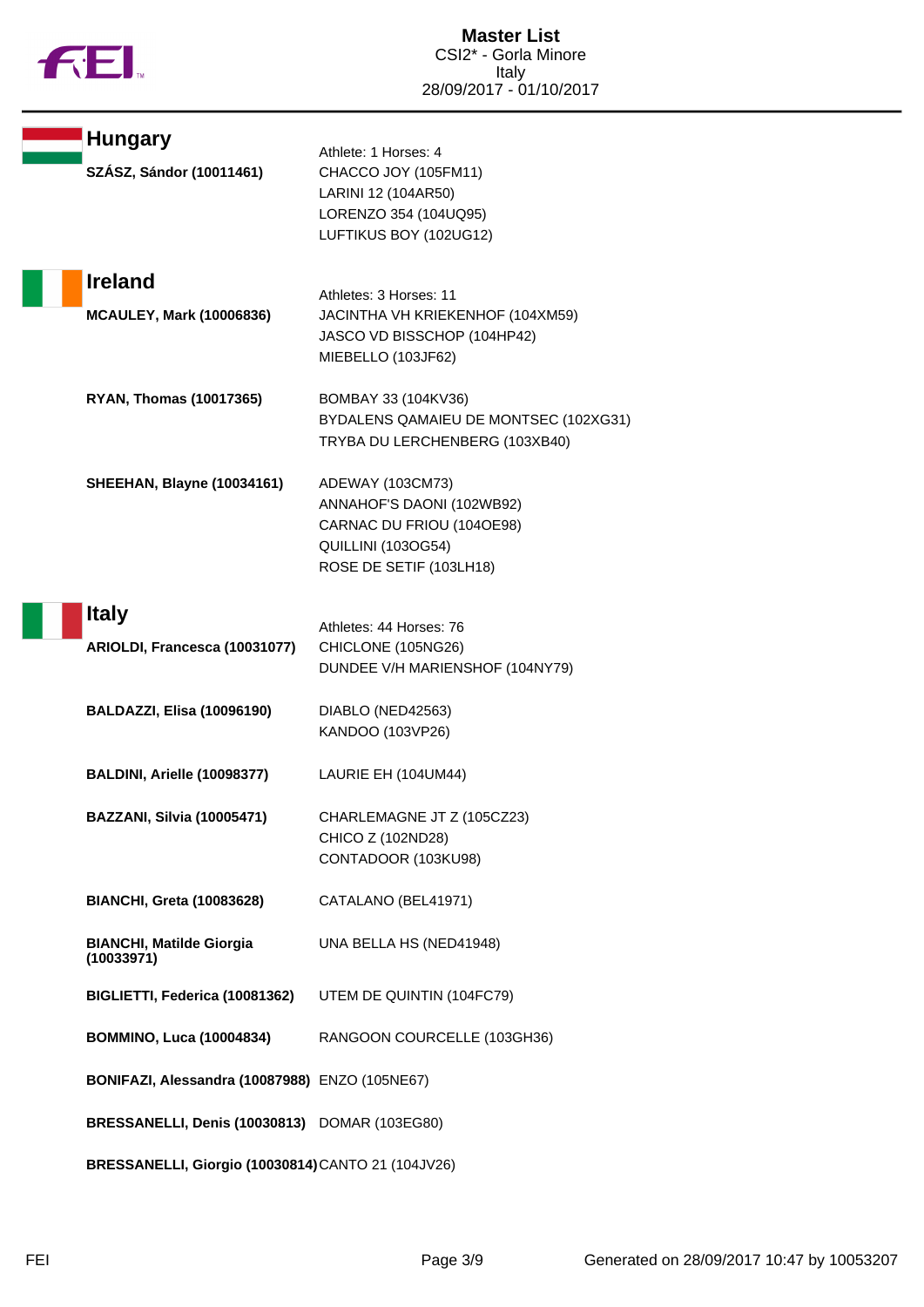## Hungary

Athlete: 1 Horses: 4

| Athlete | Horses |
|---|---|
| **SZÁSZ, Sándor (10011461)** | CHACCO JOY (105FM11)<br>LARINI 12 (104AR50)<br>LORENZO 354 (104UQ95)<br>LUFTIKUS BOY (102UG12) |

## Ireland

Athletes: 3 Horses: 11

| Athlete | Horses |
|---|---|
| **MCAULEY, Mark (10006836)** | JACINTHA VH KRIEKENHOF (104XM59)<br>JASCO VD BISSCHOP (104HP42)<br>MIEBELLO (103JF62) |
| **RYAN, Thomas (10017365)** | BOMBAY 33 (104KV36)<br>BYDALENS QAMAIEU DE MONTSEC (102XG31)<br>TRYBA DU LERCHENBERG (103XB40) |
| **SHEEHAN, Blayne (10034161)** | ADEWAY (103CM73)<br>ANNAHOF'S DAONI (102WB92)<br>CARNAC DU FRIOU (104OE98)<br>QUILLINI (103OG54)<br>ROSE DE SETIF (103LH18) |

## Italy

Athletes: 44 Horses: 76

| Athlete | Horses |
|---|---|
| **ARIOLDI, Francesca (10031077)** | CHICLONE (105NG26)<br>DUNDEE V/H MARIENSHOF (104NY79) |
| **BALDAZZI, Elisa (10096190)** | DIABLO (NED42563)<br>KANDOO (103VP26) |
| **BALDINI, Arielle (10098377)** | LAURIE EH (104UM44) |
| **BAZZANI, Silvia (10005471)** | CHARLEMAGNE JT Z (105CZ23)<br>CHICO Z (102ND28)<br>CONTADOOR (103KU98) |
| **BIANCHI, Greta (10083628)** | CATALANO (BEL41971) |
| **BIANCHI, Matilde Giorgia (10033971)** | UNA BELLA HS (NED41948) |
| **BIGLIETTI, Federica (10081362)** | UTEM DE QUINTIN (104FC79) |
| **BOMMINO, Luca (10004834)** | RANGOON COURCELLE (103GH36) |
| **BONIFAZI, Alessandra (10087988)** | ENZO (105NE67) |
| **BRESSANELLI, Denis (10030813)** | DOMAR (103EG80) |
| **BRESSANELLI, Giorgio (10030814)** | CANTO 21 (104JV26) |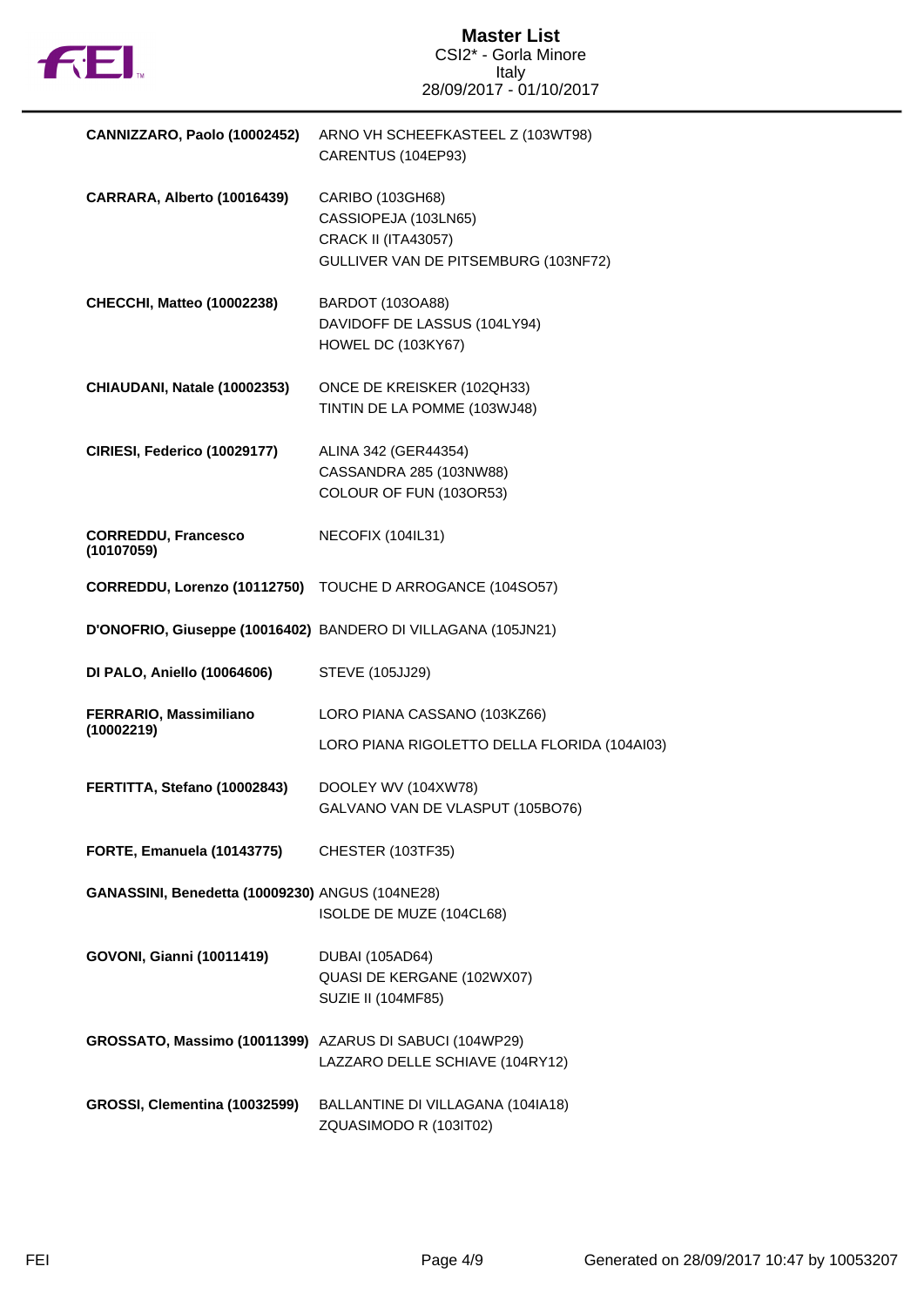| | |
|---|---|
| **CANNIZZARO, Paolo (10002452)** | ARNO VH SCHEEFKASTEEL Z (103WT98)<br>CARENTUS (104EP93) |
| **CARRARA, Alberto (10016439)** | CARIBO (103GH68)<br>CASSIOPEJA (103LN65)<br>CRACK II (ITA43057)<br>GULLIVER VAN DE PITSEMBURG (103NF72) |
| **CHECCHI, Matteo (10002238)** | BARDOT (103OA88)<br>DAVIDOFF DE LASSUS (104LY94)<br>HOWEL DC (103KY67) |
| **CHIAUDANI, Natale (10002353)** | ONCE DE KREISKER (102QH33)<br>TINTIN DE LA POMME (103WJ48) |
| **CIRIESI, Federico (10029177)** | ALINA 342 (GER44354)<br>CASSANDRA 285 (103NW88)<br>COLOUR OF FUN (103OR53) |
| **CORREDDU, Francesco (10107059)** | NECOFIX (104IL31) |
| **CORREDDU, Lorenzo (10112750)** | TOUCHE D ARROGANCE (104SO57) |
| **D'ONOFRIO, Giuseppe (10016402)** | BANDERO DI VILLAGANA (105JN21) |
| **DI PALO, Aniello (10064606)** | STEVE (105JJ29) |
| **FERRARIO, Massimiliano (10002219)** | LORO PIANA CASSANO (103KZ66)<br>LORO PIANA RIGOLETTO DELLA FLORIDA (104AI03) |
| **FERTITTA, Stefano (10002843)** | DOOLEY WV (104XW78)<br>GALVANO VAN DE VLASPUT (105BO76) |
| **FORTE, Emanuela (10143775)** | CHESTER (103TF35) |
| **GANASSINI, Benedetta (10009230)** | ANGUS (104NE28)<br>ISOLDE DE MUZE (104CL68) |
| **GOVONI, Gianni (10011419)** | DUBAI (105AD64)<br>QUASI DE KERGANE (102WX07)<br>SUZIE II (104MF85) |
| **GROSSATO, Massimo (10011399)** | AZARUS DI SABUCI (104WP29)<br>LAZZARO DELLE SCHIAVE (104RY12) |
| **GROSSI, Clementina (10032599)** | BALLANTINE DI VILLAGANA (104IA18)<br>ZQUASIMODO R (103IT02) |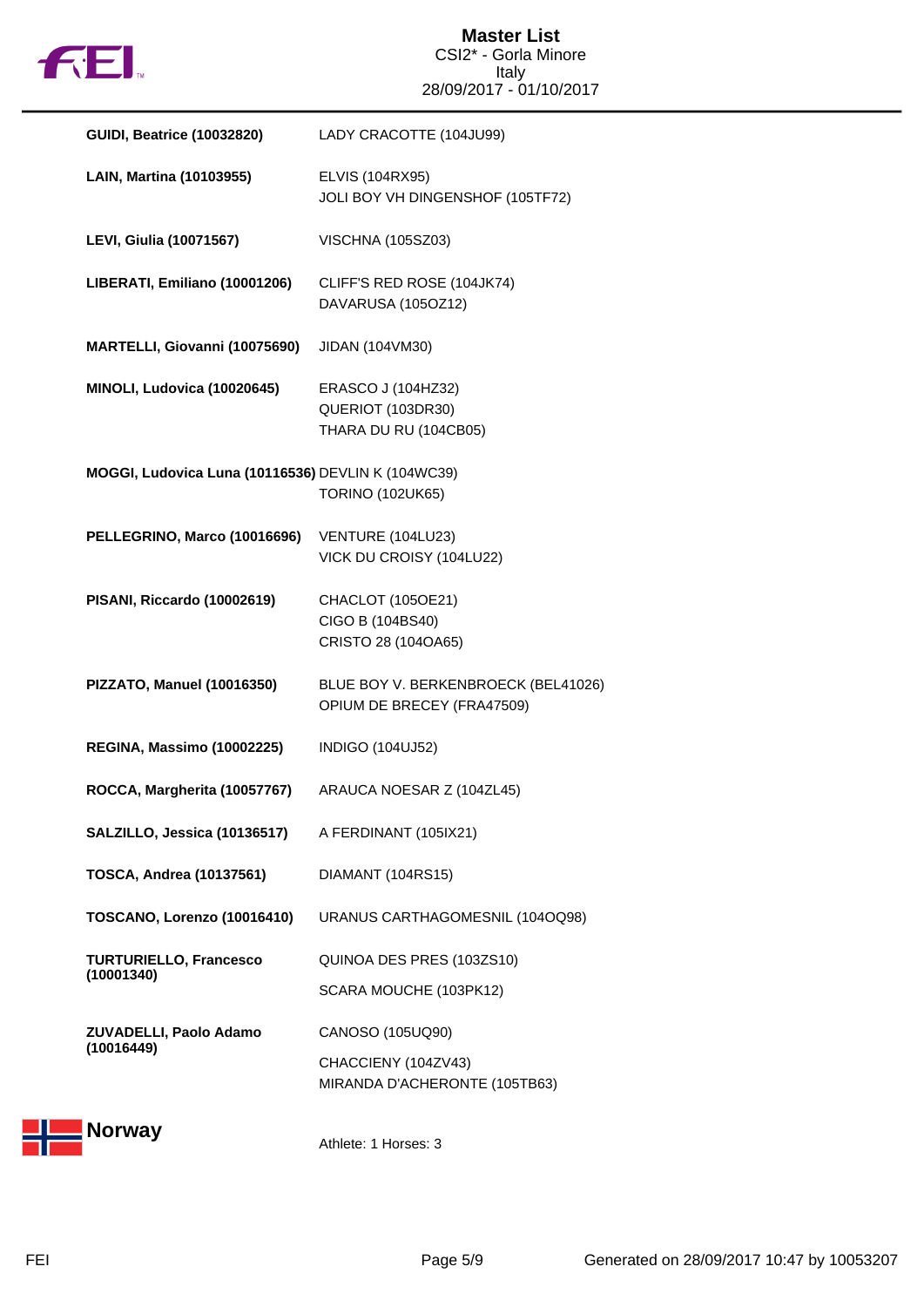| Athlete | Horses |
|---|---|
| **GUIDI, Beatrice (10032820)** | LADY CRACOTTE (104JU99) |
| **LAIN, Martina (10103955)** | ELVIS (104RX95)<br>JOLI BOY VH DINGENSHOF (105TF72) |
| **LEVI, Giulia (10071567)** | VISCHNA (105SZ03) |
| **LIBERATI, Emiliano (10001206)** | CLIFF'S RED ROSE (104JK74)<br>DAVARUSA (105OZ12) |
| **MARTELLI, Giovanni (10075690)** | JIDAN (104VM30) |
| **MINOLI, Ludovica (10020645)** | ERASCO J (104HZ32)<br>QUERIOT (103DR30)<br>THARA DU RU (104CB05) |
| **MOGGI, Ludovica Luna (10116536)** | DEVLIN K (104WC39)<br>TORINO (102UK65) |
| **PELLEGRINO, Marco (10016696)** | VENTURE (104LU23)<br>VICK DU CROISY (104LU22) |
| **PISANI, Riccardo (10002619)** | CHACLOT (105OE21)<br>CIGO B (104BS40)<br>CRISTO 28 (104OA65) |
| **PIZZATO, Manuel (10016350)** | BLUE BOY V. BERKENBROECK (BEL41026)<br>OPIUM DE BRECEY (FRA47509) |
| **REGINA, Massimo (10002225)** | INDIGO (104UJ52) |
| **ROCCA, Margherita (10057767)** | ARAUCA NOESAR Z (104ZL45) |
| **SALZILLO, Jessica (10136517)** | A FERDINANT (105IX21) |
| **TOSCA, Andrea (10137561)** | DIAMANT (104RS15) |
| **TOSCANO, Lorenzo (10016410)** | URANUS CARTHAGOMESNIL (104OQ98) |
| **TURTURIELLO, Francesco (10001340)** | QUINOA DES PRES (103ZS10)<br>SCARA MOUCHE (103PK12) |
| **ZUVADELLI, Paolo Adamo (10016449)** | CANOSO (105UQ90)<br>CHACCIENY (104ZV43)<br>MIRANDA D'ACHERONTE (105TB63) |

## Norway

Athlete: 1 Horses: 3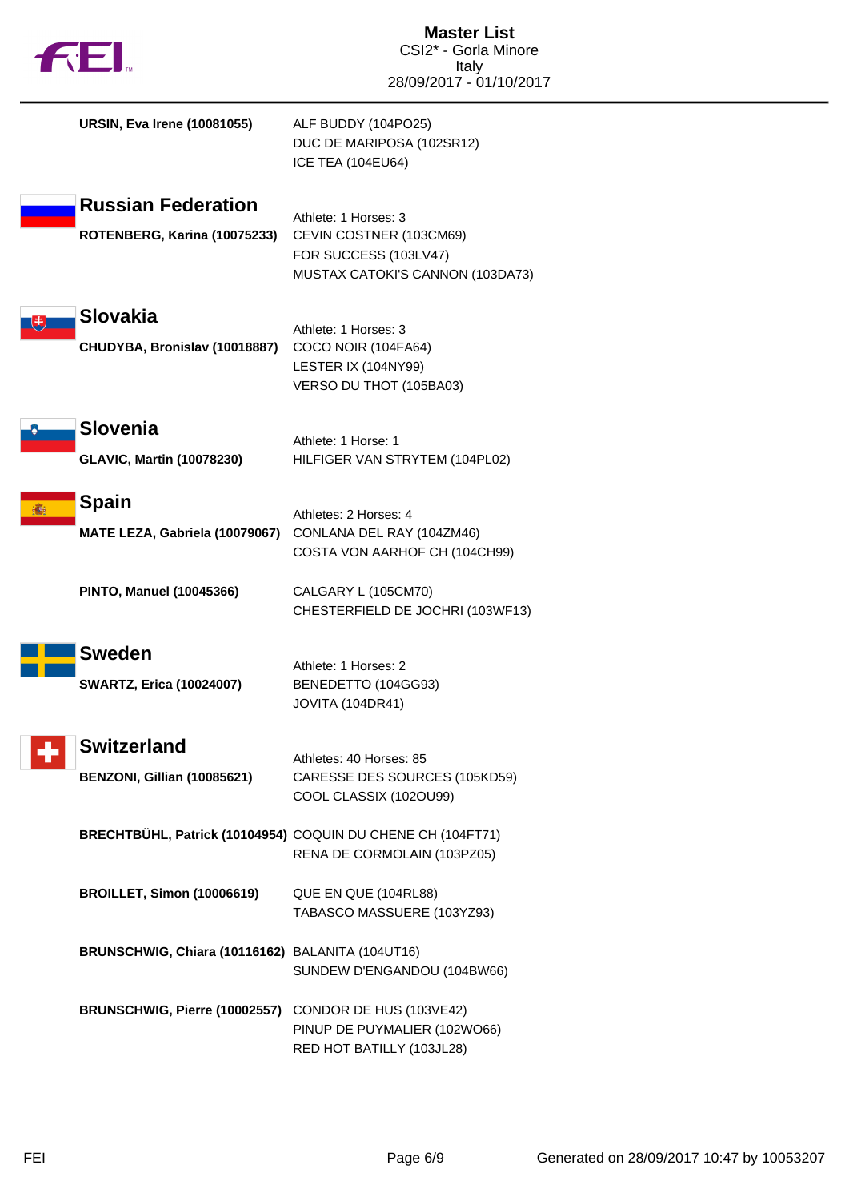**URSIN, Eva Irene (10081055)**
ALF BUDDY (104PO25)
DUC DE MARIPOSA (102SR12)
ICE TEA (104EU64)

## Russian Federation

Athlete: 1 Horses: 3

**ROTENBERG, Karina (10075233)**
CEVIN COSTNER (103CM69)
FOR SUCCESS (103LV47)
MUSTAX CATOKI'S CANNON (103DA73)

## Slovakia

Athlete: 1 Horses: 3

**CHUDYBA, Bronislav (10018887)**
COCO NOIR (104FA64)
LESTER IX (104NY99)
VERSO DU THOT (105BA03)

## Slovenia

Athlete: 1 Horse: 1

**GLAVIC, Martin (10078230)**
HILFIGER VAN STRYTEM (104PL02)

## Spain

Athletes: 2 Horses: 4

**MATE LEZA, Gabriela (10079067)**
CONLANA DEL RAY (104ZM46)
COSTA VON AARHOF CH (104CH99)

**PINTO, Manuel (10045366)**
CALGARY L (105CM70)
CHESTERFIELD DE JOCHRI (103WF13)

## Sweden

Athlete: 1 Horses: 2

**SWARTZ, Erica (10024007)**
BENEDETTO (104GG93)
JOVITA (104DR41)

## Switzerland

Athletes: 40 Horses: 85

**BENZONI, Gillian (10085621)**
CARESSE DES SOURCES (105KD59)
COOL CLASSIX (102OU99)

**BRECHTBÜHL, Patrick (10104954)**
COQUIN DU CHENE CH (104FT71)
RENA DE CORMOLAIN (103PZ05)

**BROILLET, Simon (10006619)**
QUE EN QUE (104RL88)
TABASCO MASSUERE (103YZ93)

**BRUNSCHWIG, Chiara (10116162)**
BALANITA (104UT16)
SUNDEW D'ENGANDOU (104BW66)

**BRUNSCHWIG, Pierre (10002557)**
CONDOR DE HUS (103VE42)
PINUP DE PUYMALIER (102WO66)
RED HOT BATILLY (103JL28)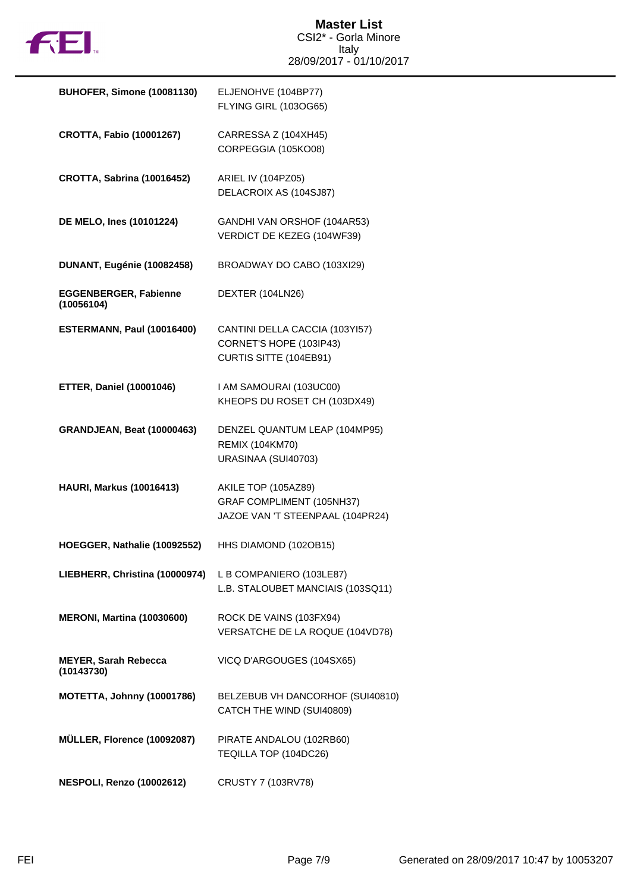# Master List
CSI2* - Gorla Minore
Italy
28/09/2017 - 01/10/2017

| Rider | Horses |
|---|---|
| **BUHOFER, Simone (10081130)** | ELJENOHVE (104BP77)<br>FLYING GIRL (103OG65) |
| **CROTTA, Fabio (10001267)** | CARRESSA Z (104XH45)<br>CORPEGGIA (105KO08) |
| **CROTTA, Sabrina (10016452)** | ARIEL IV (104PZ05)<br>DELACROIX AS (104SJ87) |
| **DE MELO, Ines (10101224)** | GANDHI VAN ORSHOF (104AR53)<br>VERDICT DE KEZEG (104WF39) |
| **DUNANT, Eugénie (10082458)** | BROADWAY DO CABO (103XI29) |
| **EGGENBERGER, Fabienne (10056104)** | DEXTER (104LN26) |
| **ESTERMANN, Paul (10016400)** | CANTINI DELLA CACCIA (103YI57)<br>CORNET'S HOPE (103IP43)<br>CURTIS SITTE (104EB91) |
| **ETTER, Daniel (10001046)** | I AM SAMOURAI (103UC00)<br>KHEOPS DU ROSET CH (103DX49) |
| **GRANDJEAN, Beat (10000463)** | DENZEL QUANTUM LEAP (104MP95)<br>REMIX (104KM70)<br>URASINAA (SUI40703) |
| **HAURI, Markus (10016413)** | AKILE TOP (105AZ89)<br>GRAF COMPLIMENT (105NH37)<br>JAZOE VAN 'T STEENPAAL (104PR24) |
| **HOEGGER, Nathalie (10092552)** | HHS DIAMOND (102OB15) |
| **LIEBHERR, Christina (10000974)** | L B COMPANIERO (103LE87)<br>L.B. STALOUBET MANCIAIS (103SQ11) |
| **MERONI, Martina (10030600)** | ROCK DE VAINS (103FX94)<br>VERSATCHE DE LA ROQUE (104VD78) |
| **MEYER, Sarah Rebecca (10143730)** | VICQ D'ARGOUGES (104SX65) |
| **MOTETTA, Johnny (10001786)** | BELZEBUB VH DANCORHOF (SUI40810)<br>CATCH THE WIND (SUI40809) |
| **MÜLLER, Florence (10092087)** | PIRATE ANDALOU (102RB60)<br>TEQILLA TOP (104DC26) |
| **NESPOLI, Renzo (10002612)** | CRUSTY 7 (103RV78) |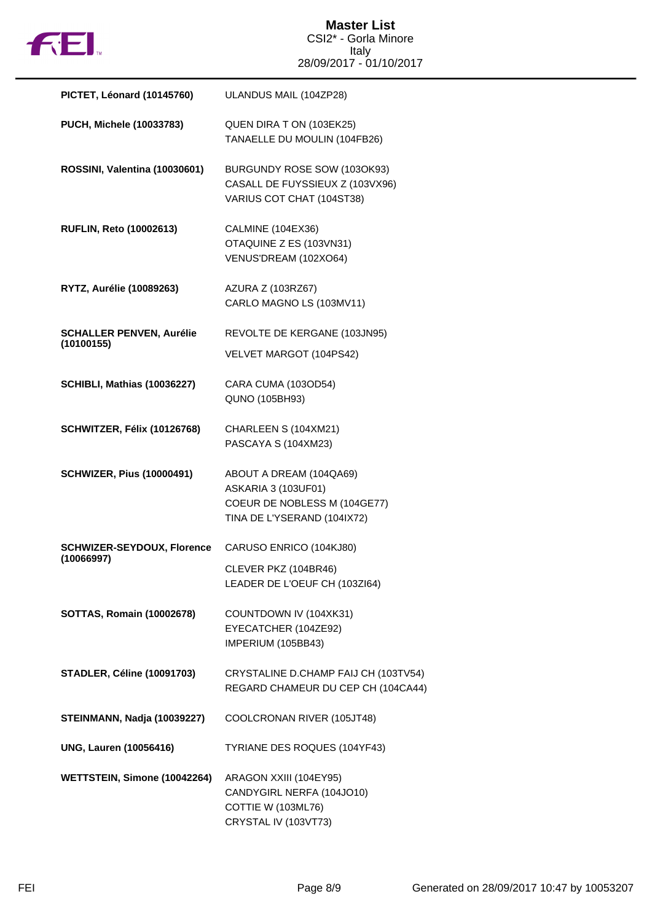# Master List

CSI2* - Gorla Minore
Italy
28/09/2017 - 01/10/2017

| Rider | Horses |
|---|---|
| **PICTET, Léonard (10145760)** | ULANDUS MAIL (104ZP28) |
| **PUCH, Michele (10033783)** | QUEN DIRA T ON (103EK25)<br>TANAELLE DU MOULIN (104FB26) |
| **ROSSINI, Valentina (10030601)** | BURGUNDY ROSE SOW (103OK93)<br>CASALL DE FUYSSIEUX Z (103VX96)<br>VARIUS COT CHAT (104ST38) |
| **RUFLIN, Reto (10002613)** | CALMINE (104EX36)<br>OTAQUINE Z ES (103VN31)<br>VENUS'DREAM (102XO64) |
| **RYTZ, Aurélie (10089263)** | AZURA Z (103RZ67)<br>CARLO MAGNO LS (103MV11) |
| **SCHALLER PENVEN, Aurélie (10100155)** | REVOLTE DE KERGANE (103JN95)<br>VELVET MARGOT (104PS42) |
| **SCHIBLI, Mathias (10036227)** | CARA CUMA (103OD54)<br>QUNO (105BH93) |
| **SCHWITZER, Félix (10126768)** | CHARLEEN S (104XM21)<br>PASCAYA S (104XM23) |
| **SCHWIZER, Pius (10000491)** | ABOUT A DREAM (104QA69)<br>ASKARIA 3 (103UF01)<br>COEUR DE NOBLESS M (104GE77)<br>TINA DE L'YSERAND (104IX72) |
| **SCHWIZER-SEYDOUX, Florence (10066997)** | CARUSO ENRICO (104KJ80)<br>CLEVER PKZ (104BR46)<br>LEADER DE L'OEUF CH (103ZI64) |
| **SOTTAS, Romain (10002678)** | COUNTDOWN IV (104XK31)<br>EYECATCHER (104ZE92)<br>IMPERIUM (105BB43) |
| **STADLER, Céline (10091703)** | CRYSTALINE D.CHAMP FAIJ CH (103TV54)<br>REGARD CHAMEUR DU CEP CH (104CA44) |
| **STEINMANN, Nadja (10039227)** | COOLCRONAN RIVER (105JT48) |
| **UNG, Lauren (10056416)** | TYRIANE DES ROQUES (104YF43) |
| **WETTSTEIN, Simone (10042264)** | ARAGON XXIII (104EY95)<br>CANDYGIRL NERFA (104JO10)<br>COTTIE W (103ML76)<br>CRYSTAL IV (103VT73) |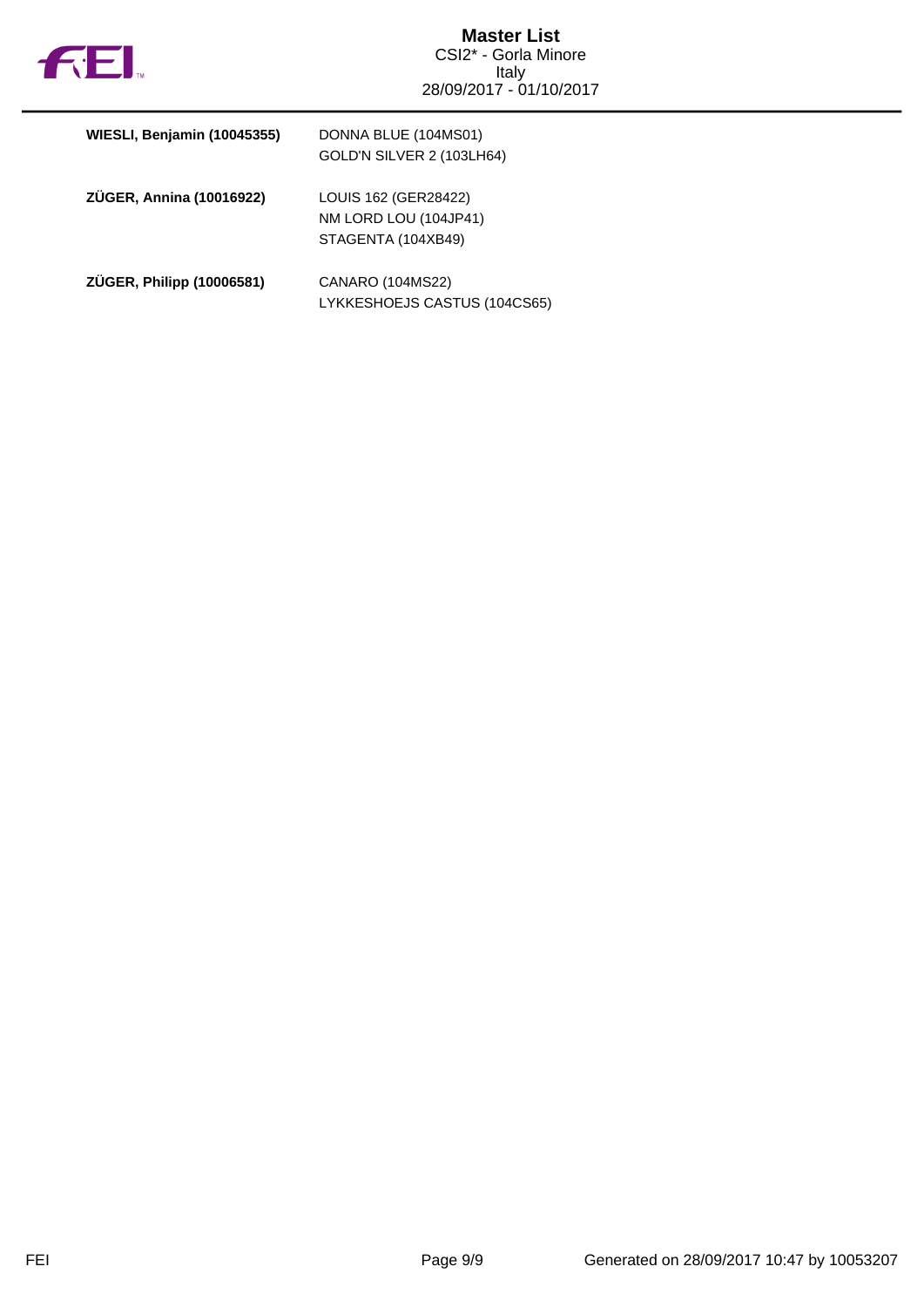| | |
|---|---|
| **WIESLI, Benjamin (10045355)** | DONNA BLUE (104MS01)<br>GOLD'N SILVER 2 (103LH64) |
| **ZÜGER, Annina (10016922)** | LOUIS 162 (GER28422)<br>NM LORD LOU (104JP41)<br>STAGENTA (104XB49) |
| **ZÜGER, Philipp (10006581)** | CANARO (104MS22)<br>LYKKESHOEJS CASTUS (104CS65) |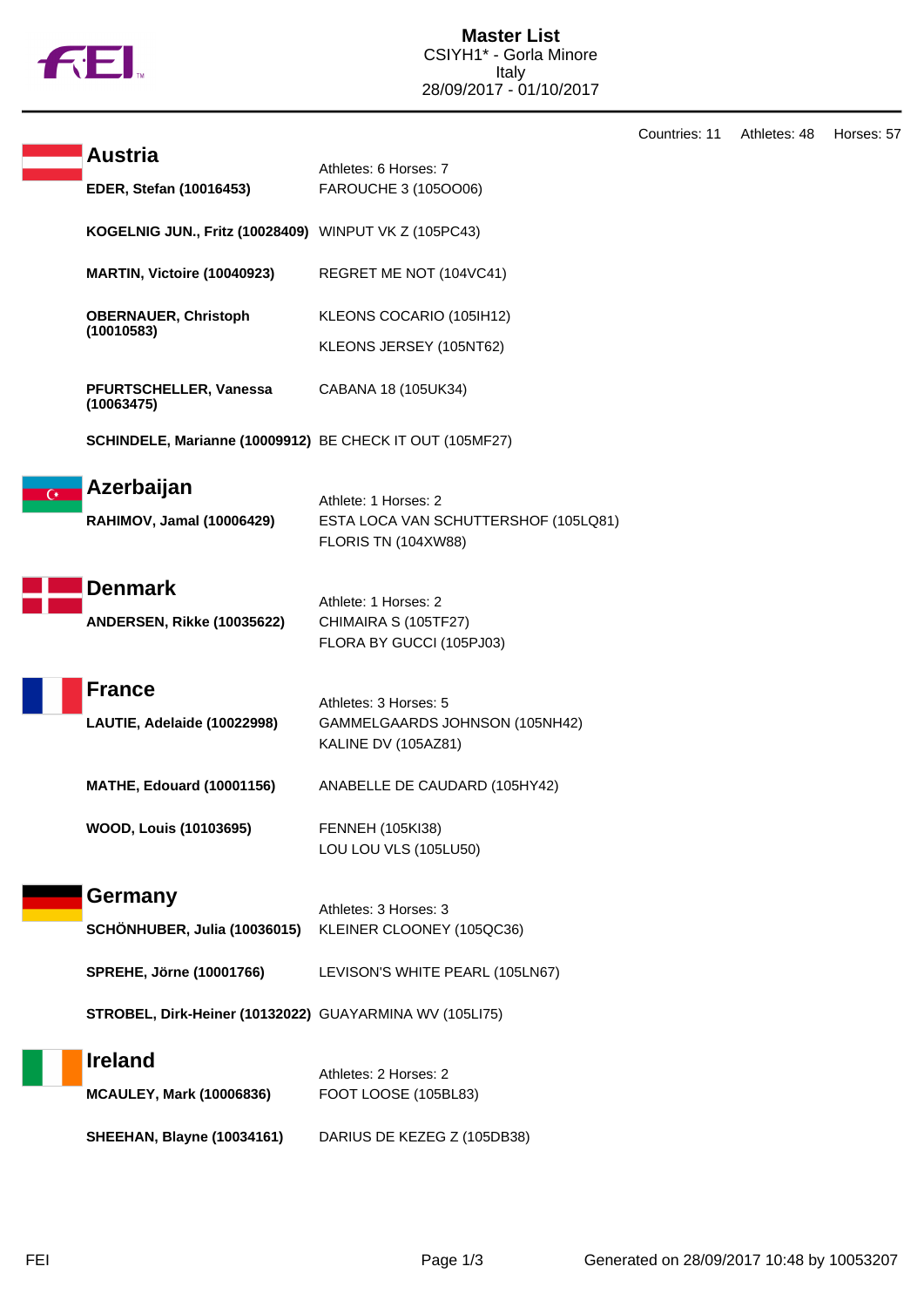# Master List

CSIYH1* - Gorla Minore
Italy
28/09/2017 - 01/10/2017

Countries: 11 Athletes: 48 Horses: 57

## Austria

Athletes: 6 Horses: 7

| Athlete | Horse |
|---|---|
| **EDER, Stefan (10016453)** | FAROUCHE 3 (105OO06) |
| **KOGELNIG JUN., Fritz (10028409)** | WINPUT VK Z (105PC43) |
| **MARTIN, Victoire (10040923)** | REGRET ME NOT (104VC41) |
| **OBERNAUER, Christoph (10010583)** | KLEONS COCARIO (105IH12) |
| | KLEONS JERSEY (105NT62) |
| **PFURTSCHELLER, Vanessa (10063475)** | CABANA 18 (105UK34) |
| **SCHINDELE, Marianne (10009912)** | BE CHECK IT OUT (105MF27) |

## Azerbaijan

Athlete: 1 Horses: 2

| Athlete | Horse |
|---|---|
| **RAHIMOV, Jamal (10006429)** | ESTA LOCA VAN SCHUTTERSHOF (105LQ81) |
| | FLORIS TN (104XW88) |

## Denmark

Athlete: 1 Horses: 2

| Athlete | Horse |
|---|---|
| **ANDERSEN, Rikke (10035622)** | CHIMAIRA S (105TF27) |
| | FLORA BY GUCCI (105PJ03) |

## France

Athletes: 3 Horses: 5

| Athlete | Horse |
|---|---|
| **LAUTIE, Adelaide (10022998)** | GAMMELGAARDS JOHNSON (105NH42) |
| | KALINE DV (105AZ81) |
| **MATHE, Edouard (10001156)** | ANABELLE DE CAUDARD (105HY42) |
| **WOOD, Louis (10103695)** | FENNEH (105KI38) |
| | LOU LOU VLS (105LU50) |

## Germany

Athletes: 3 Horses: 3

| Athlete | Horse |
|---|---|
| **SCHÖNHUBER, Julia (10036015)** | KLEINER CLOONEY (105QC36) |
| **SPREHE, Jörne (10001766)** | LEVISON'S WHITE PEARL (105LN67) |
| **STROBEL, Dirk-Heiner (10132022)** | GUAYARMINA WV (105LI75) |

## Ireland

Athletes: 2 Horses: 2

| Athlete | Horse |
|---|---|
| **MCAULEY, Mark (10006836)** | FOOT LOOSE (105BL83) |
| **SHEEHAN, Blayne (10034161)** | DARIUS DE KEZEG Z (105DB38) |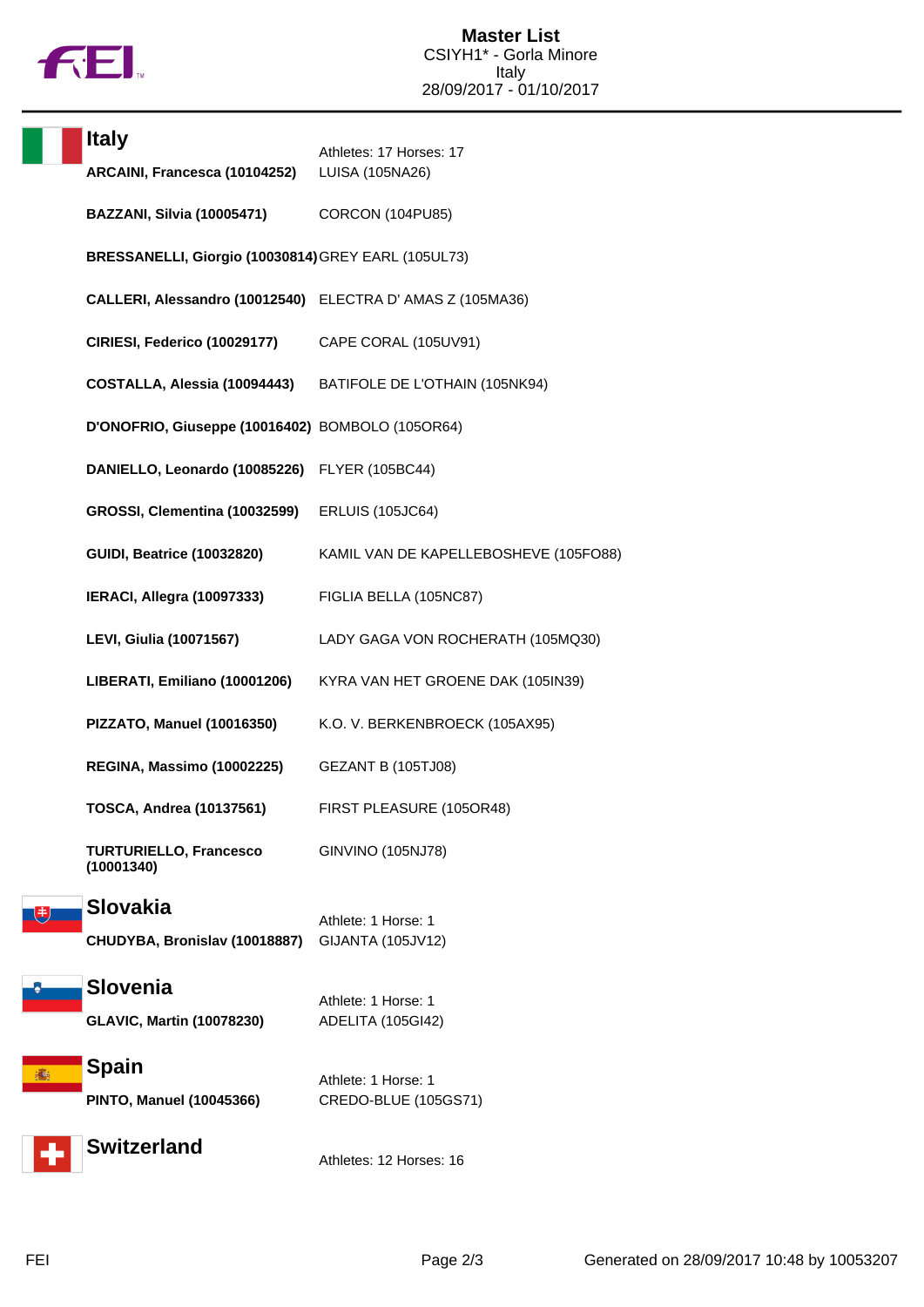# Master List

CSIYH1* - Gorla Minore
Italy
28/09/2017 - 01/10/2017

## Italy

Athletes: 17 Horses: 17

| Athlete | Horse |
|---|---|
| **ARCAINI, Francesca (10104252)** | LUISA (105NA26) |
| **BAZZANI, Silvia (10005471)** | CORCON (104PU85) |
| **BRESSANELLI, Giorgio (10030814)** | GREY EARL (105UL73) |
| **CALLERI, Alessandro (10012540)** | ELECTRA D' AMAS Z (105MA36) |
| **CIRIESI, Federico (10029177)** | CAPE CORAL (105UV91) |
| **COSTALLA, Alessia (10094443)** | BATIFOLE DE L'OTHAIN (105NK94) |
| **D'ONOFRIO, Giuseppe (10016402)** | BOMBOLO (105OR64) |
| **DANIELLO, Leonardo (10085226)** | FLYER (105BC44) |
| **GROSSI, Clementina (10032599)** | ERLUIS (105JC64) |
| **GUIDI, Beatrice (10032820)** | KAMIL VAN DE KAPELLEBOSHEVE (105FO88) |
| **IERACI, Allegra (10097333)** | FIGLIA BELLA (105NC87) |
| **LEVI, Giulia (10071567)** | LADY GAGA VON ROCHERATH (105MQ30) |
| **LIBERATI, Emiliano (10001206)** | KYRA VAN HET GROENE DAK (105IN39) |
| **PIZZATO, Manuel (10016350)** | K.O. V. BERKENBROECK (105AX95) |
| **REGINA, Massimo (10002225)** | GEZANT B (105TJ08) |
| **TOSCA, Andrea (10137561)** | FIRST PLEASURE (105OR48) |
| **TURTURIELLO, Francesco (10001340)** | GINVINO (105NJ78) |

## Slovakia

Athlete: 1 Horse: 1

| Athlete | Horse |
|---|---|
| **CHUDYBA, Bronislav (10018887)** | GIJANTA (105JV12) |

## Slovenia

Athlete: 1 Horse: 1

| Athlete | Horse |
|---|---|
| **GLAVIC, Martin (10078230)** | ADELITA (105GI42) |

## Spain

Athlete: 1 Horse: 1

| Athlete | Horse |
|---|---|
| **PINTO, Manuel (10045366)** | CREDO-BLUE (105GS71) |

## Switzerland

Athletes: 12 Horses: 16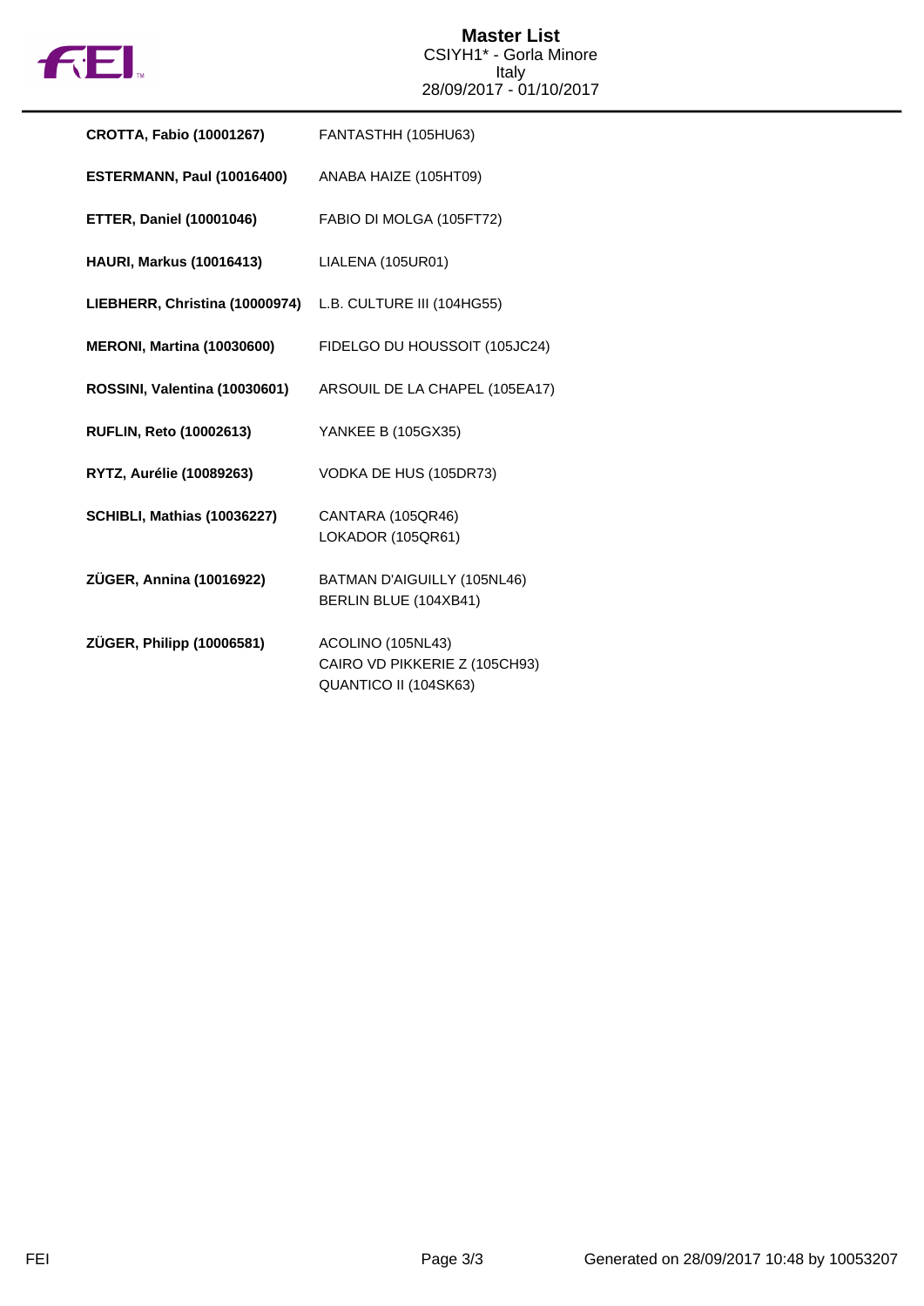# Master List

CSIYH1* - Gorla Minore
Italy
28/09/2017 - 01/10/2017

| | |
|---|---|
| **CROTTA, Fabio (10001267)** | FANTASTHH (105HU63) |
| **ESTERMANN, Paul (10016400)** | ANABA HAIZE (105HT09) |
| **ETTER, Daniel (10001046)** | FABIO DI MOLGA (105FT72) |
| **HAURI, Markus (10016413)** | LIALENA (105UR01) |
| **LIEBHERR, Christina (10000974)** | L.B. CULTURE III (104HG55) |
| **MERONI, Martina (10030600)** | FIDELGO DU HOUSSOIT (105JC24) |
| **ROSSINI, Valentina (10030601)** | ARSOUIL DE LA CHAPEL (105EA17) |
| **RUFLIN, Reto (10002613)** | YANKEE B (105GX35) |
| **RYTZ, Aurélie (10089263)** | VODKA DE HUS (105DR73) |
| **SCHIBLI, Mathias (10036227)** | CANTARA (105QR46)<br>LOKADOR (105QR61) |
| **ZÜGER, Annina (10016922)** | BATMAN D'AIGUILLY (105NL46)<br>BERLIN BLUE (104XB41) |
| **ZÜGER, Philipp (10006581)** | ACOLINO (105NL43)<br>CAIRO VD PIKKERIE Z (105CH93)<br>QUANTICO II (104SK63) |

Generated on 28/09/2017 10:48 by 10053207